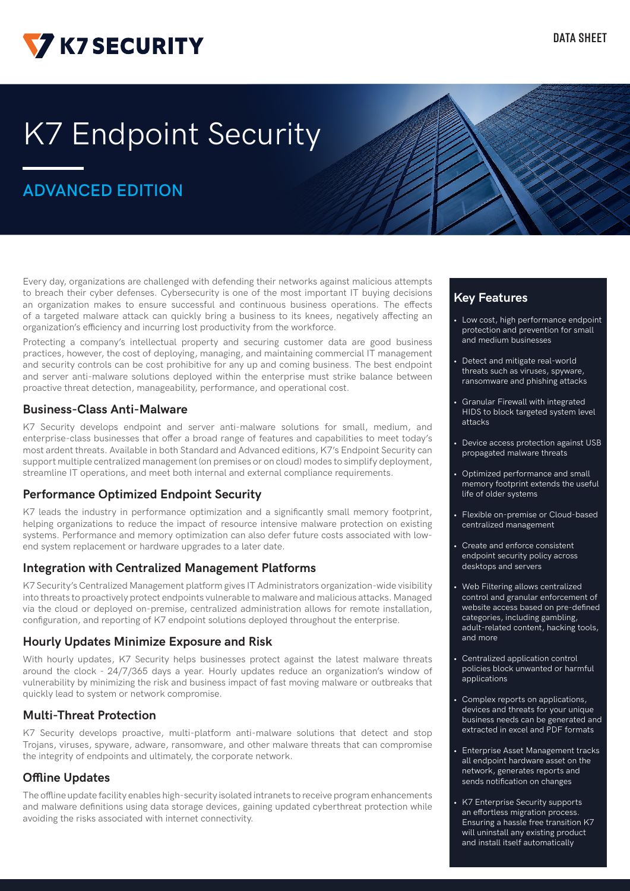K7 SECURITY

DATA SHEET

# K7 Endpoint Security

## ADVANCED EDITION

Every day, organizations are challenged with defending their networks against malicious attempts to breach their cyber defenses. Cybersecurity is one of the most important IT buying decisions an organization makes to ensure successful and continuous business operations. The effects of a targeted malware attack can quickly bring a business to its knees, negatively affecting an organization's efficiency and incurring lost productivity from the workforce.

Protecting a company's intellectual property and securing customer data are good business practices, however, the cost of deploying, managing, and maintaining commercial IT management and security controls can be cost prohibitive for any up and coming business. The best endpoint and server anti-malware solutions deployed within the enterprise must strike balance between proactive threat detection, manageability, performance, and operational cost.

### Business-Class Anti-Malware

K7 Security develops endpoint and server anti-malware solutions for small, medium, and enterprise-class businesses that offer a broad range of features and capabilities to meet today's most ardent threats. Available in both Standard and Advanced editions, K7's Endpoint Security can support multiple centralized management (on premises or on cloud) modes to simplify deployment, streamline IT operations, and meet both internal and external compliance requirements.

### Performance Optimized Endpoint Security

K7 leads the industry in performance optimization and a significantly small memory footprint, helping organizations to reduce the impact of resource intensive malware protection on existing systems. Performance and memory optimization can also defer future costs associated with low-end system replacement or hardware upgrades to a later date.

### Integration with Centralized Management Platforms

K7 Security's Centralized Management platform gives IT Administrators organization-wide visibility into threats to proactively protect endpoints vulnerable to malware and malicious attacks. Managed via the cloud or deployed on-premise, centralized administration allows for remote installation, configuration, and reporting of K7 endpoint solutions deployed throughout the enterprise.

### Hourly Updates Minimize Exposure and Risk

With hourly updates, K7 Security helps businesses protect against the latest malware threats around the clock - 24/7/365 days a year. Hourly updates reduce an organization's window of vulnerability by minimizing the risk and business impact of fast moving malware or outbreaks that quickly lead to system or network compromise.

### Multi-Threat Protection

K7 Security develops proactive, multi-platform anti-malware solutions that detect and stop Trojans, viruses, spyware, adware, ransomware, and other malware threats that can compromise the integrity of endpoints and ultimately, the corporate network.

### Offline Updates

The offline update facility enables high-security isolated intranets to receive program enhancements and malware definitions using data storage devices, gaining updated cyberthreat protection while avoiding the risks associated with internet connectivity.

### Key Features

- Low cost, high performance endpoint protection and prevention for small and medium businesses
- Detect and mitigate real-world threats such as viruses, spyware, ransomware and phishing attacks
- Granular Firewall with integrated HIDS to block targeted system level attacks
- Device access protection against USB propagated malware threats
- Optimized performance and small memory footprint extends the useful life of older systems
- Flexible on-premise or Cloud-based centralized management
- Create and enforce consistent endpoint security policy across desktops and servers
- Web Filtering allows centralized control and granular enforcement of website access based on pre-defined categories, including gambling, adult-related content, hacking tools, and more
- Centralized application control policies block unwanted or harmful applications
- Complex reports on applications, devices and threats for your unique business needs can be generated and extracted in excel and PDF formats
- Enterprise Asset Management tracks all endpoint hardware asset on the network, generates reports and sends notification on changes
- K7 Enterprise Security supports an effortless migration process. Ensuring a hassle free transition K7 will uninstall any existing product and install itself automatically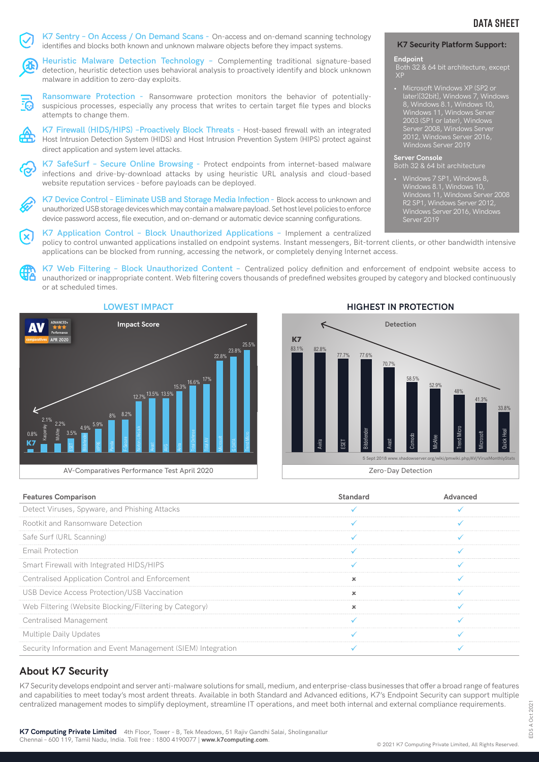# DATA SHEET

**K7 Sentry - On Access / On Demand Scans** - On-access and on-demand scanning technology identifies and blocks both known and unknown malware objects before they impact systems.

**Heuristic Malware Detection Technology** - Complementing traditional signature-based detection, heuristic detection uses behavioral analysis to proactively identify and block unknown malware in addition to zero-day exploits.

**Ransomware Protection** - Ransomware protection monitors the behavior of potentially-suspicious processes, especially any process that writes to certain target file types and blocks attempts to change them.

**K7 Firewall (HIDS/HIPS) -Proactively Block Threats** - Host-based firewall with an integrated Host Intrusion Detection System (HIDS) and Host Intrusion Prevention System (HIPS) protect against direct application and system level attacks.

**K7 SafeSurf - Secure Online Browsing** - Protect endpoints from internet-based malware infections and drive-by-download attacks by using heuristic URL analysis and cloud-based website reputation services - before payloads can be deployed.

**K7 Device Control - Eliminate USB and Storage Media Infection** - Block access to unknown and unauthorized USB storage devices which may contain a malware payload. Set host level policies to enforce device password access, file execution, and on-demand or automatic device scanning configurations.

**K7 Application Control - Block Unauthorized Applications** - Implement a centralized policy to control unwanted applications installed on endpoint systems. Instant messengers, Bit-torrent clients, or other bandwidth intensive applications can be blocked from running, accessing the network, or completely denying Internet access.

**K7 Web Filtering - Block Unauthorized Content** - Centralized policy definition and enforcement of endpoint website access to unauthorized or inappropriate content. Web filtering covers thousands of predefined websites grouped by category and blocked continuously or at scheduled times.

### K7 Security Platform Support:

**Endpoint**
Both 32 & 64 bit architecture, except XP

- Microsoft Windows XP (SP2 or later)[32bit], Windows 7, Windows 8, Windows 8.1, Windows 10, Windows 11, Windows Server 2003 (SP1 or later), Windows Server 2008, Windows Server 2012, Windows Server 2016, Windows Server 2019

**Server Console**
Both 32 & 64 bit architecture

- Windows 7 SP1, Windows 8, Windows 8.1, Windows 10, Windows 11, Windows Server 2008 R2 SP1, Windows Server 2012, Windows Server 2016, Windows Server 2019

## LOWEST IMPACT

AV comparatives ADVANCED+ Performance APR 2020

Impact Score

K7 0.8%
Kaspersky 2.1%
McAfee 2.2%
ESET 3.5%
Bitdefender 4.9%
VIPRE 5.9%
Panda 8%
F-Secure 8.2%
Norton LifeLock 12.7%
Avast 13.5%
AVG 13.5%
Avira 15.3%
Total Defense 16.6%
Total AV 17%
Microsoft 22.8%
G DATA 23.8%
Trend Micro 25.5%

AV-Comparatives Performance Test April 2020

## HIGHEST IN PROTECTION

Detection

K7 83.1%
Avira 82.8%
ESET 77.7%
Bitdefender 77.6%
Avast 70.7%
Comodo 58.5%
McAfee 52.9%
Trend Micro 48%
Microsoft 41.3%
Quick Heal 33.8%

5 Sept 2018 www.shadowserver.org/wiki/pmwiki.php/AV/VirusMonthlyStats

Zero-Day Detection

| Features Comparison | Standard | Advanced |
|---|---|---|
| Detect Viruses, Spyware, and Phishing Attacks | ✓ | ✓ |
| Rootkit and Ransomware Detection | ✓ | ✓ |
| Safe Surf (URL Scanning) | ✓ | ✓ |
| Email Protection | ✓ | ✓ |
| Smart Firewall with Integrated HIDS/HIPS | ✓ | ✓ |
| Centralised Application Control and Enforcement | × | ✓ |
| USB Device Access Protection/USB Vaccination | × | ✓ |
| Web Filtering (Website Blocking/Filtering by Category) | × | ✓ |
| Centralised Management | ✓ | ✓ |
| Multiple Daily Updates | ✓ | ✓ |
| Security Information and Event Management (SIEM) Integration | ✓ | ✓ |

## About K7 Security

K7 Security develops endpoint and server anti-malware solutions for small, medium, and enterprise-class businesses that offer a broad range of features and capabilities to meet today's most ardent threats. Available in both Standard and Advanced editions, K7's Endpoint Security can support multiple centralized management modes to simplify deployment, streamline IT operations, and meet both internal and external compliance requirements.

**K7 Computing Private Limited** 4th Floor, Tower - B, Tek Meadows, 51 Rajiv Gandhi Salai, Sholinganallur Chennai - 600 119, Tamil Nadu, India. Toll free : 1800 4190077 | **www.k7computing.com**.

© 2021 K7 Computing Private Limited, All Rights Reserved.

EDS A Oct 2021